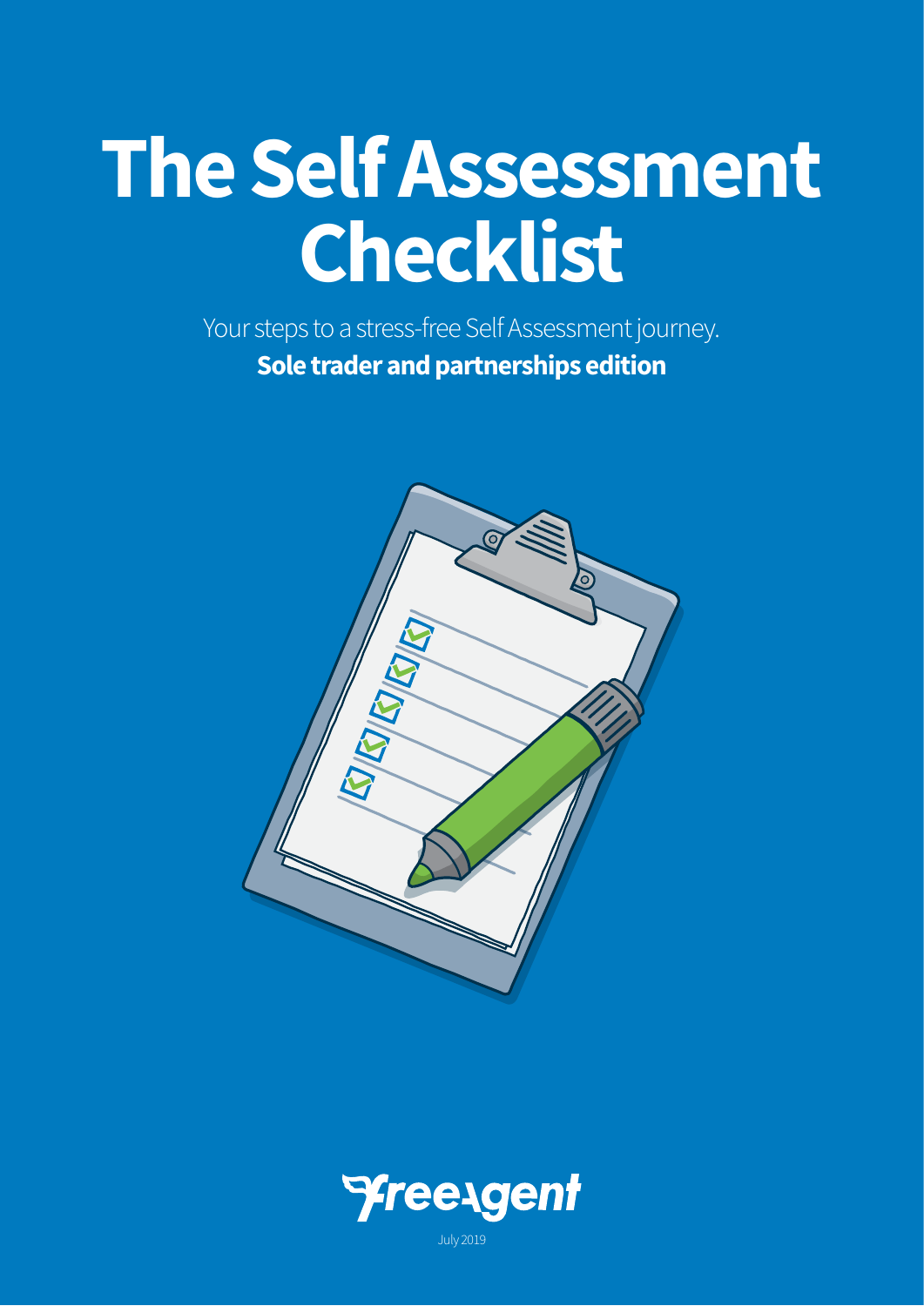# The Self Assessment Checklist

Your steps to a stress-free Self Assessment journey.

**Sole trader and partnerships edition**

FreeAgent

July 2019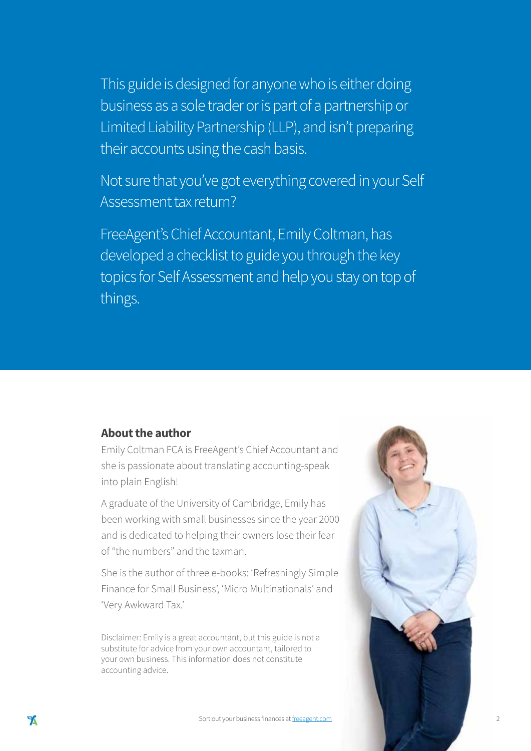This guide is designed for anyone who is either doing business as a sole trader or is part of a partnership or Limited Liability Partnership (LLP), and isn't preparing their accounts using the cash basis.

Not sure that you've got everything covered in your Self Assessment tax return?

FreeAgent's Chief Accountant, Emily Coltman, has developed a checklist to guide you through the key topics for Self Assessment and help you stay on top of things.

## About the author

Emily Coltman FCA is FreeAgent's Chief Accountant and she is passionate about translating accounting-speak into plain English!

A graduate of the University of Cambridge, Emily has been working with small businesses since the year 2000 and is dedicated to helping their owners lose their fear of "the numbers" and the taxman.

She is the author of three e-books: 'Refreshingly Simple Finance for Small Business', 'Micro Multinationals' and 'Very Awkward Tax.'

Disclaimer: Emily is a great accountant, but this guide is not a substitute for advice from your own accountant, tailored to your own business. This information does not constitute accounting advice.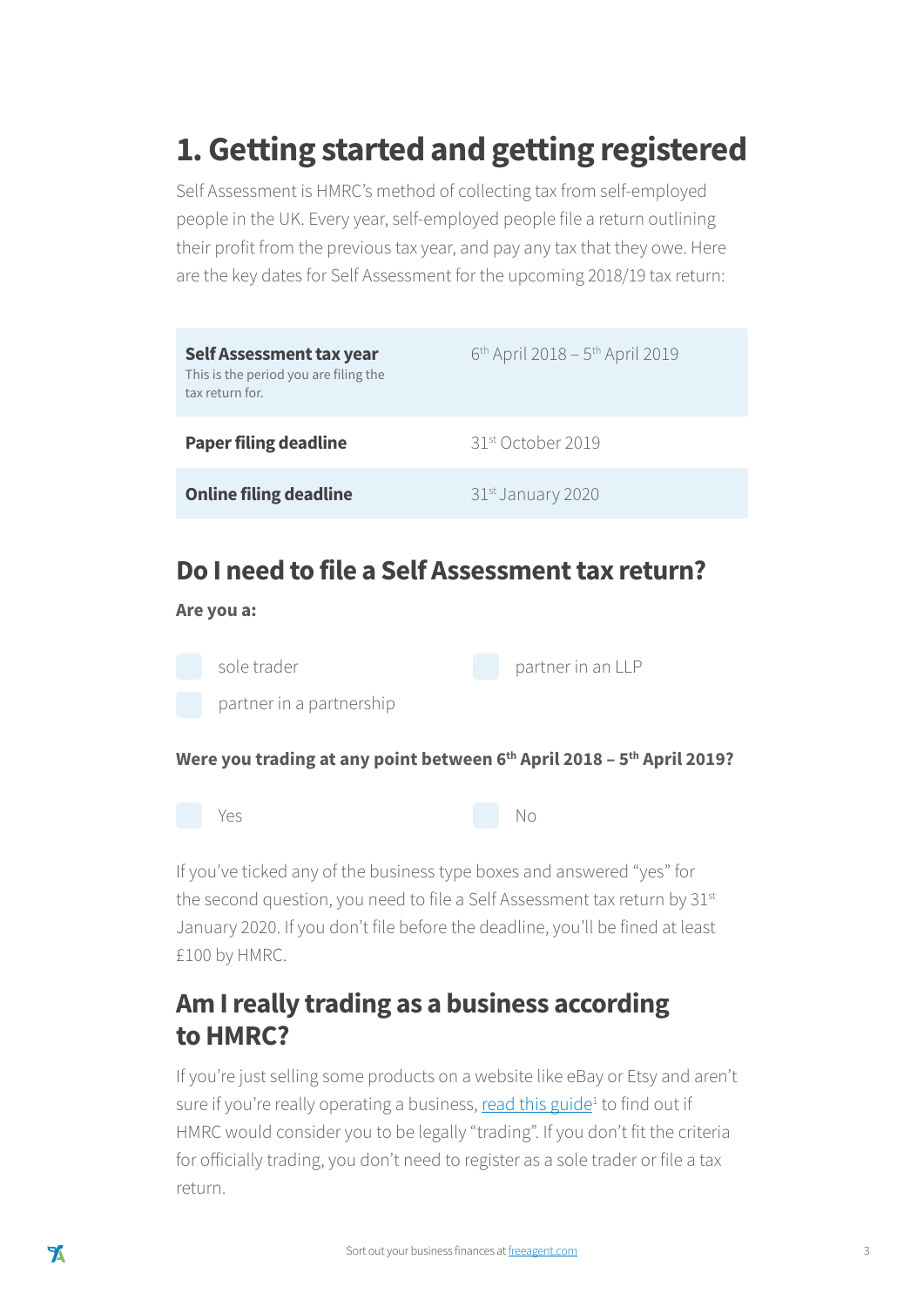# 1. Getting started and getting registered

Self Assessment is HMRC's method of collecting tax from self-employed people in the UK. Every year, self-employed people file a return outlining their profit from the previous tax year, and pay any tax that they owe. Here are the key dates for Self Assessment for the upcoming 2018/19 tax return:

| | |
|---|---|
| **Self Assessment tax year** This is the period you are filing the tax return for. | 6th April 2018 – 5th April 2019 |
| **Paper filing deadline** | 31st October 2019 |
| **Online filing deadline** | 31st January 2020 |

## Do I need to file a Self Assessment tax return?

**Are you a:**

- [ ] sole trader
- [ ] partner in an LLP
- [ ] partner in a partnership

**Were you trading at any point between 6th April 2018 – 5th April 2019?**

- [ ] Yes
- [ ] No

If you've ticked any of the business type boxes and answered "yes" for the second question, you need to file a Self Assessment tax return by 31st January 2020. If you don't file before the deadline, you'll be fined at least £100 by HMRC.

## Am I really trading as a business according to HMRC?

If you're just selling some products on a website like eBay or Etsy and aren't sure if you're really operating a business, read this guide[1] to find out if HMRC would consider you to be legally "trading". If you don't fit the criteria for officially trading, you don't need to register as a sole trader or file a tax return.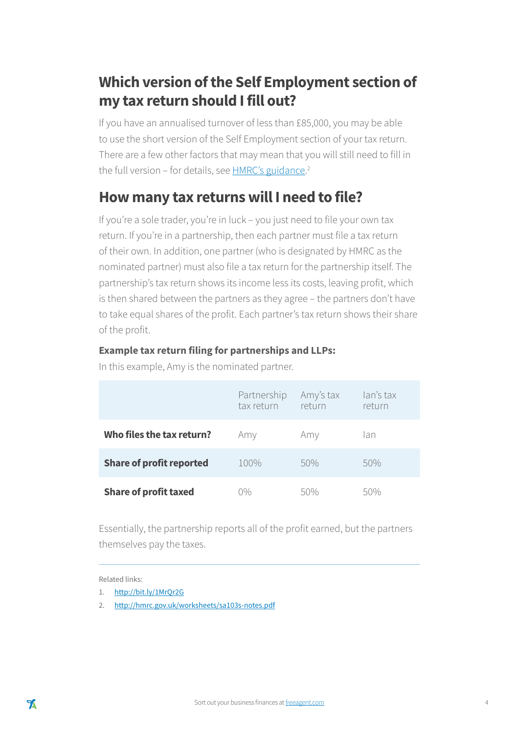## Which version of the Self Employment section of my tax return should I fill out?

If you have an annualised turnover of less than £85,000, you may be able to use the short version of the Self Employment section of your tax return. There are a few other factors that may mean that you will still need to fill in the full version – for details, see HMRC's guidance.[2]

## How many tax returns will I need to file?

If you're a sole trader, you're in luck – you just need to file your own tax return. If you're in a partnership, then each partner must file a tax return of their own. In addition, one partner (who is designated by HMRC as the nominated partner) must also file a tax return for the partnership itself. The partnership's tax return shows its income less its costs, leaving profit, which is then shared between the partners as they agree – the partners don't have to take equal shares of the profit. Each partner's tax return shows their share of the profit.

**Example tax return filing for partnerships and LLPs:**

In this example, Amy is the nominated partner.

| | Partnership tax return | Amy's tax return | Ian's tax return |
|---|---|---|---|
| **Who files the tax return?** | Amy | Amy | Ian |
| **Share of profit reported** | 100% | 50% | 50% |
| **Share of profit taxed** | 0% | 50% | 50% |

Essentially, the partnership reports all of the profit earned, but the partners themselves pay the taxes.

---

Related links:

1. http://bit.ly/1MrQr2G
2. http://hmrc.gov.uk/worksheets/sa103s-notes.pdf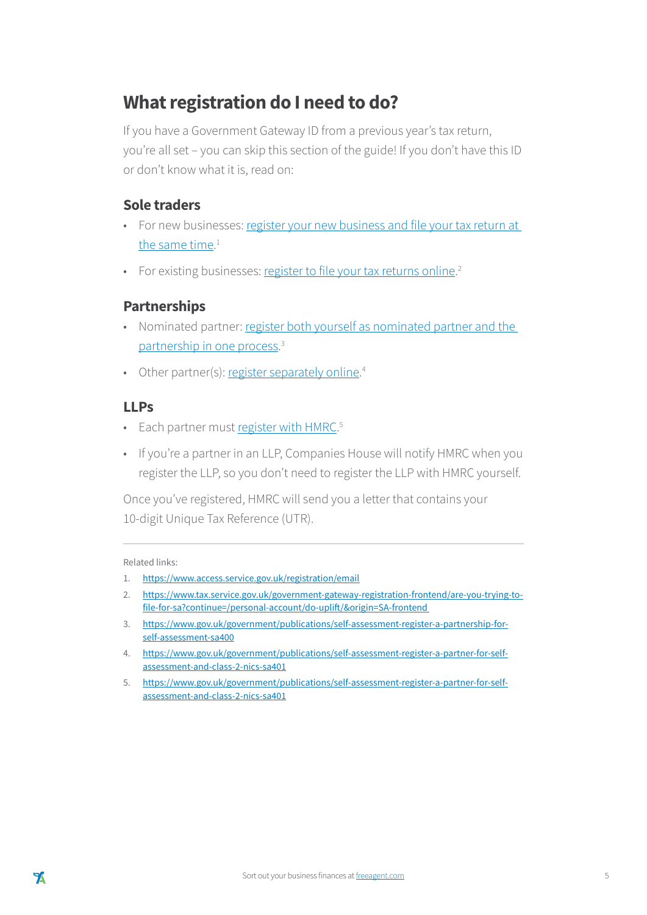## What registration do I need to do?

If you have a Government Gateway ID from a previous year's tax return, you're all set – you can skip this section of the guide! If you don't have this ID or don't know what it is, read on:

### Sole traders

- For new businesses: register your new business and file your tax return at the same time.[1]
- For existing businesses: register to file your tax returns online.[2]

### Partnerships

- Nominated partner: register both yourself as nominated partner and the partnership in one process.[3]
- Other partner(s): register separately online.[4]

### LLPs

- Each partner must register with HMRC.[5]
- If you're a partner in an LLP, Companies House will notify HMRC when you register the LLP, so you don't need to register the LLP with HMRC yourself.

Once you've registered, HMRC will send you a letter that contains your 10-digit Unique Tax Reference (UTR).

---

Related links:

1. https://www.access.service.gov.uk/registration/email
2. https://www.tax.service.gov.uk/government-gateway-registration-frontend/are-you-trying-to-file-for-sa?continue=/personal-account/do-uplift/&origin=SA-frontend
3. https://www.gov.uk/government/publications/self-assessment-register-a-partnership-for-self-assessment-sa400
4. https://www.gov.uk/government/publications/self-assessment-register-a-partner-for-self-assessment-and-class-2-nics-sa401
5. https://www.gov.uk/government/publications/self-assessment-register-a-partner-for-self-assessment-and-class-2-nics-sa401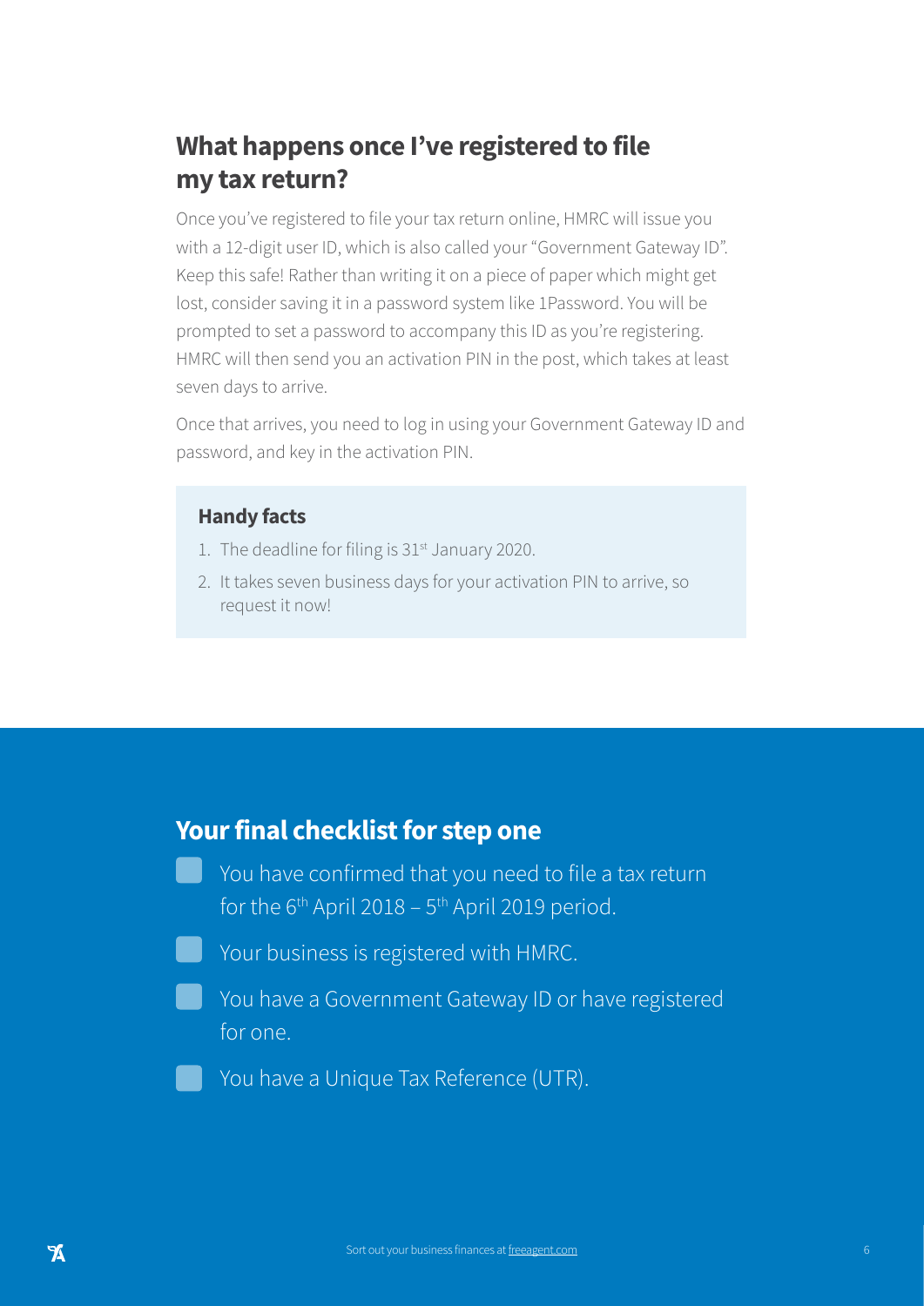## What happens once I've registered to file my tax return?

Once you've registered to file your tax return online, HMRC will issue you with a 12-digit user ID, which is also called your "Government Gateway ID". Keep this safe! Rather than writing it on a piece of paper which might get lost, consider saving it in a password system like 1Password. You will be prompted to set a password to accompany this ID as you're registering. HMRC will then send you an activation PIN in the post, which takes at least seven days to arrive.

Once that arrives, you need to log in using your Government Gateway ID and password, and key in the activation PIN.

### Handy facts

1. The deadline for filing is 31st January 2020.
2. It takes seven business days for your activation PIN to arrive, so request it now!

## Your final checklist for step one

- [ ] You have confirmed that you need to file a tax return for the 6th April 2018 – 5th April 2019 period.
- [ ] Your business is registered with HMRC.
- [ ] You have a Government Gateway ID or have registered for one.
- [ ] You have a Unique Tax Reference (UTR).

Sort out your business finances at freeagent.com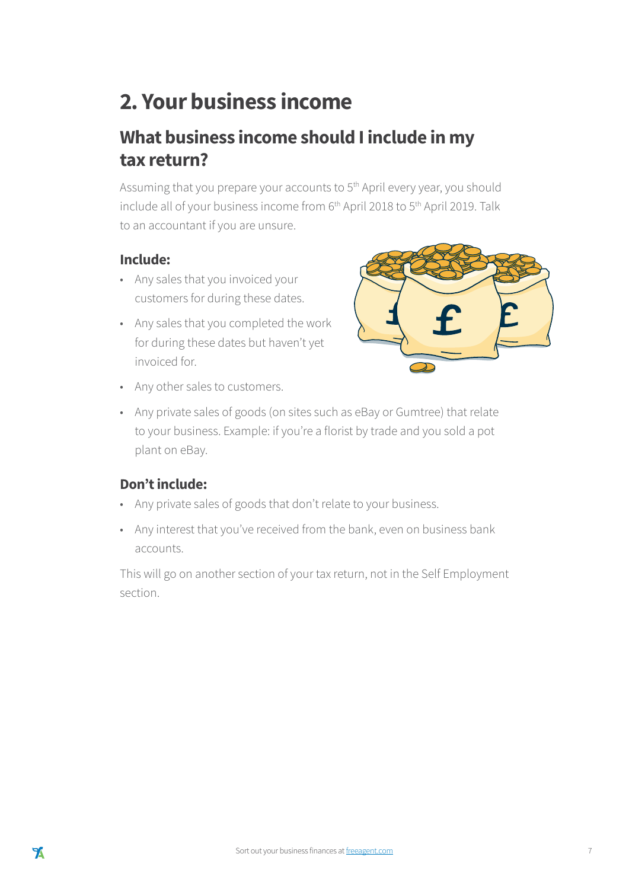# 2. Your business income

## What business income should I include in my tax return?

Assuming that you prepare your accounts to 5th April every year, you should include all of your business income from 6th April 2018 to 5th April 2019. Talk to an accountant if you are unsure.

### Include:

- Any sales that you invoiced your customers for during these dates.
- Any sales that you completed the work for during these dates but haven't yet invoiced for.
- Any other sales to customers.
- Any private sales of goods (on sites such as eBay or Gumtree) that relate to your business. Example: if you're a florist by trade and you sold a pot plant on eBay.

### Don't include:

- Any private sales of goods that don't relate to your business.
- Any interest that you've received from the bank, even on business bank accounts.

This will go on another section of your tax return, not in the Self Employment section.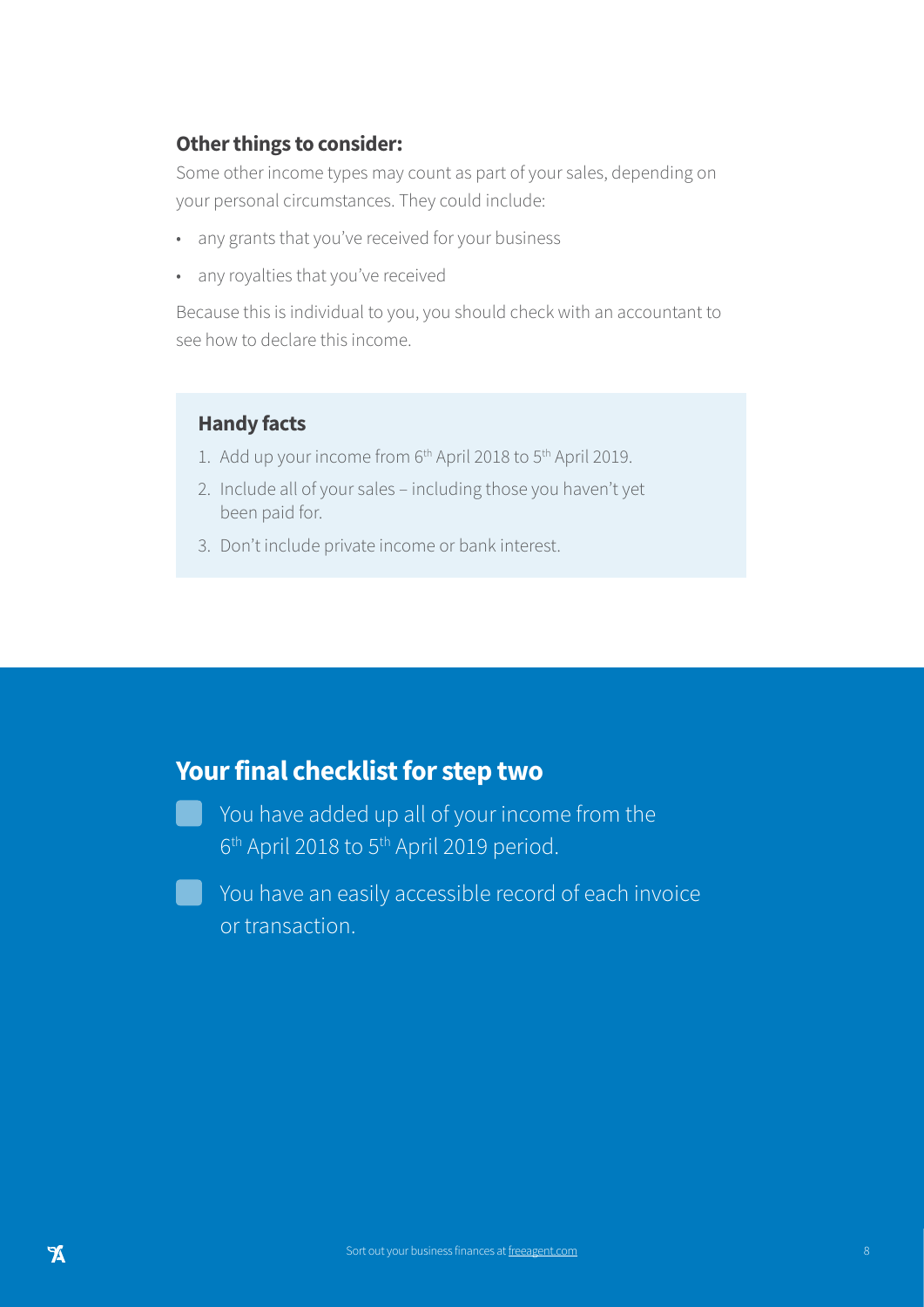### Other things to consider:

Some other income types may count as part of your sales, depending on your personal circumstances. They could include:

- any grants that you've received for your business
- any royalties that you've received

Because this is individual to you, you should check with an accountant to see how to declare this income.

### Handy facts

1. Add up your income from 6th April 2018 to 5th April 2019.
2. Include all of your sales – including those you haven't yet been paid for.
3. Don't include private income or bank interest.

## Your final checklist for step two

- [ ] You have added up all of your income from the 6th April 2018 to 5th April 2019 period.
- [ ] You have an easily accessible record of each invoice or transaction.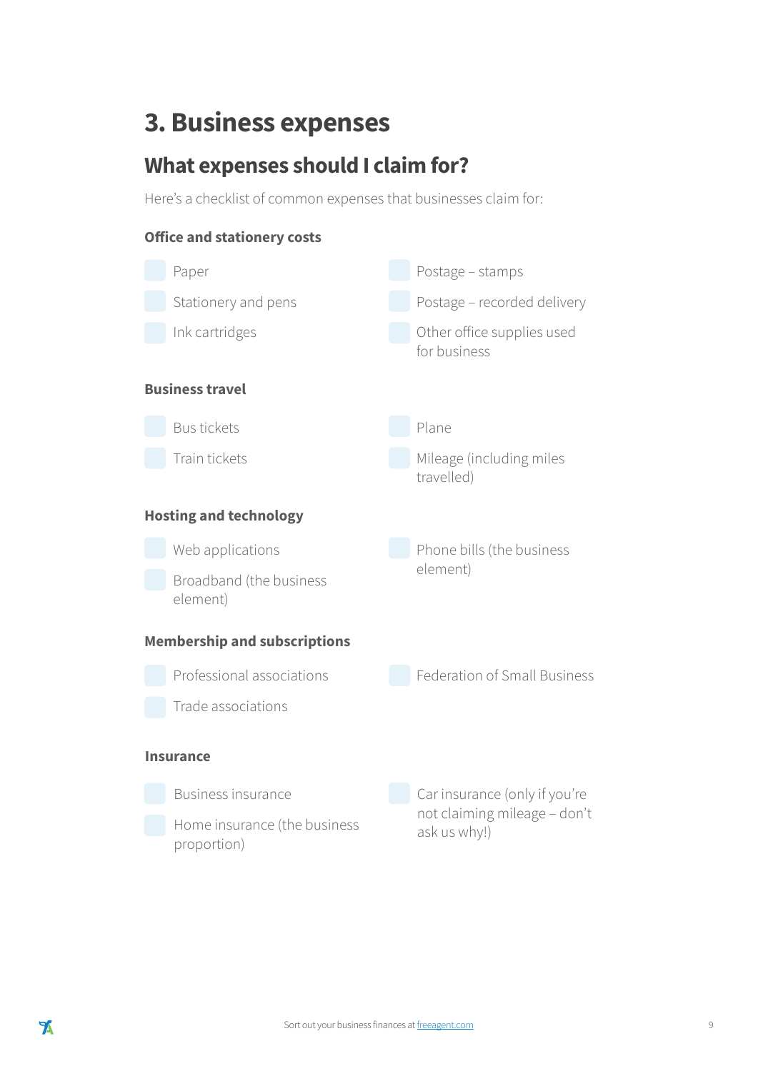# 3. Business expenses

## What expenses should I claim for?

Here's a checklist of common expenses that businesses claim for:

### Office and stationery costs

- [ ] Paper
- [ ] Stationery and pens
- [ ] Ink cartridges
- [ ] Postage – stamps
- [ ] Postage – recorded delivery
- [ ] Other office supplies used for business

### Business travel

- [ ] Bus tickets
- [ ] Train tickets
- [ ] Plane
- [ ] Mileage (including miles travelled)

### Hosting and technology

- [ ] Web applications
- [ ] Broadband (the business element)
- [ ] Phone bills (the business element)

### Membership and subscriptions

- [ ] Professional associations
- [ ] Trade associations
- [ ] Federation of Small Business

### Insurance

- [ ] Business insurance
- [ ] Home insurance (the business proportion)
- [ ] Car insurance (only if you're not claiming mileage – don't ask us why!)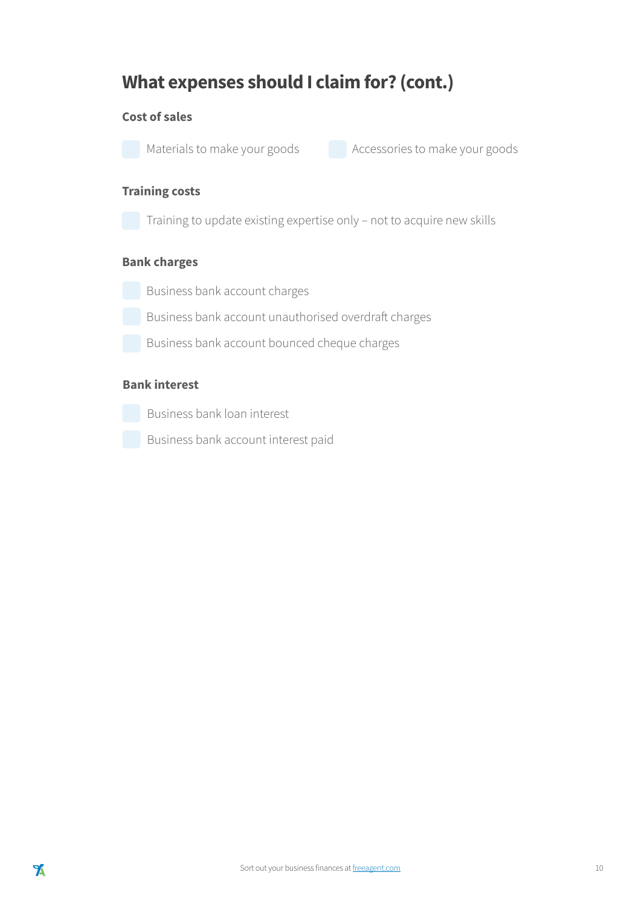## What expenses should I claim for? (cont.)

### Cost of sales

- [ ] Materials to make your goods
- [ ] Accessories to make your goods

### Training costs

- [ ] Training to update existing expertise only – not to acquire new skills

### Bank charges

- [ ] Business bank account charges
- [ ] Business bank account unauthorised overdraft charges
- [ ] Business bank account bounced cheque charges

### Bank interest

- [ ] Business bank loan interest
- [ ] Business bank account interest paid

Sort out your business finances at freeagent.com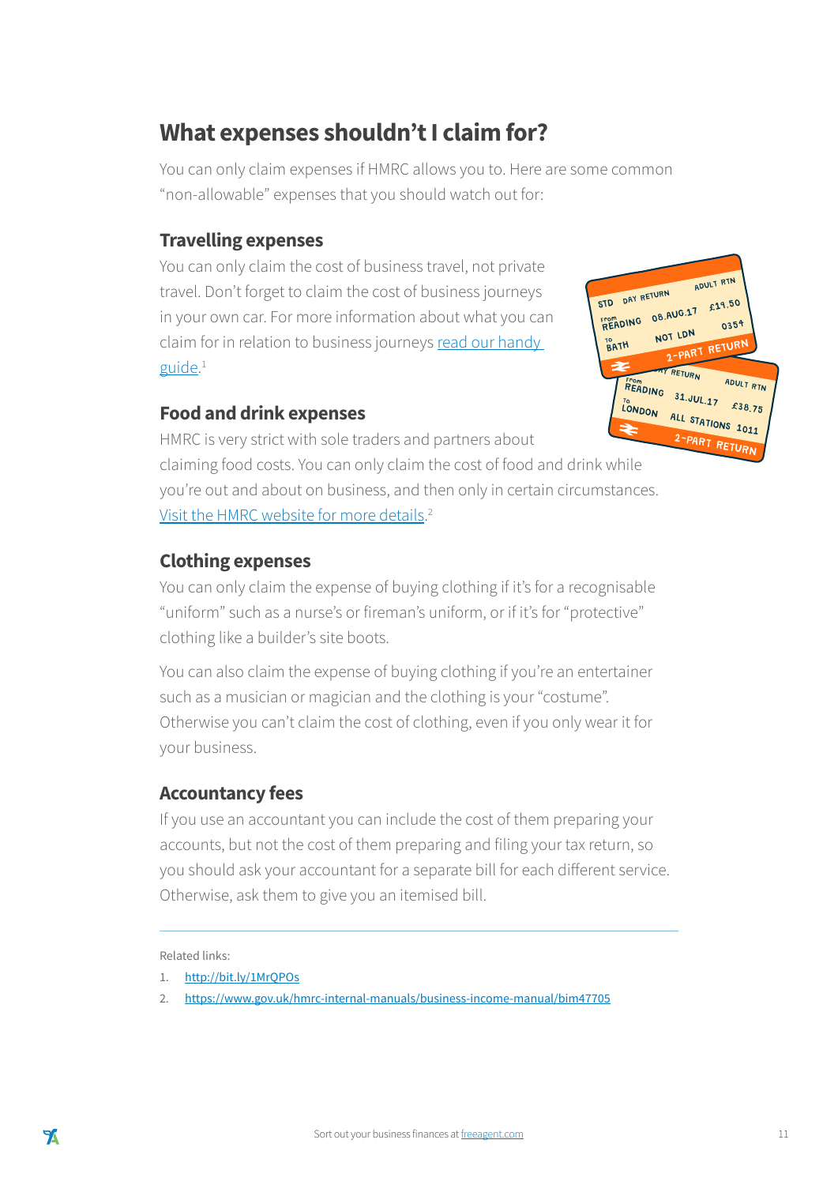## What expenses shouldn't I claim for?

You can only claim expenses if HMRC allows you to. Here are some common "non-allowable" expenses that you should watch out for:

### Travelling expenses

You can only claim the cost of business travel, not private travel. Don't forget to claim the cost of business journeys in your own car. For more information about what you can claim for in relation to business journeys [read our handy guide](http://bit.ly/1MrQPOs).[1]

### Food and drink expenses

HMRC is very strict with sole traders and partners about claiming food costs. You can only claim the cost of food and drink while you're out and about on business, and then only in certain circumstances. [Visit the HMRC website for more details](https://www.gov.uk/hmrc-internal-manuals/business-income-manual/bim47705).[2]

### Clothing expenses

You can only claim the expense of buying clothing if it's for a recognisable "uniform" such as a nurse's or fireman's uniform, or if it's for "protective" clothing like a builder's site boots.

You can also claim the expense of buying clothing if you're an entertainer such as a musician or magician and the clothing is your "costume". Otherwise you can't claim the cost of clothing, even if you only wear it for your business.

### Accountancy fees

If you use an accountant you can include the cost of them preparing your accounts, but not the cost of them preparing and filing your tax return, so you should ask your accountant for a separate bill for each different service. Otherwise, ask them to give you an itemised bill.

---

Related links:

1. http://bit.ly/1MrQPOs
2. https://www.gov.uk/hmrc-internal-manuals/business-income-manual/bim47705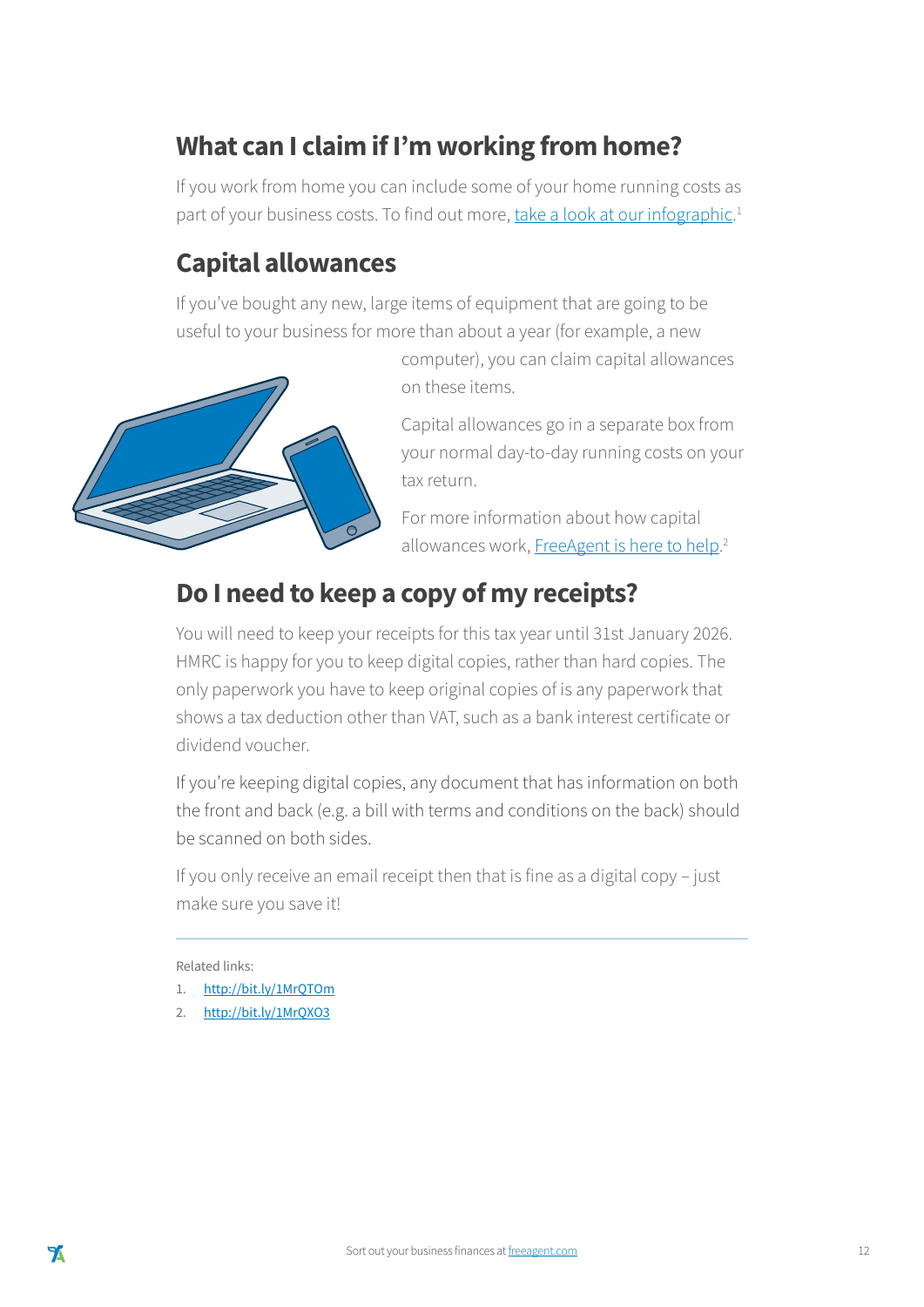## What can I claim if I'm working from home?

If you work from home you can include some of your home running costs as part of your business costs. To find out more, take a look at our infographic.[1]

## Capital allowances

If you've bought any new, large items of equipment that are going to be useful to your business for more than about a year (for example, a new computer), you can claim capital allowances on these items.

Capital allowances go in a separate box from your normal day-to-day running costs on your tax return.

For more information about how capital allowances work, FreeAgent is here to help.[2]

## Do I need to keep a copy of my receipts?

You will need to keep your receipts for this tax year until 31st January 2026. HMRC is happy for you to keep digital copies, rather than hard copies. The only paperwork you have to keep original copies of is any paperwork that shows a tax deduction other than VAT, such as a bank interest certificate or dividend voucher.

If you're keeping digital copies, any document that has information on both the front and back (e.g. a bill with terms and conditions on the back) should be scanned on both sides.

If you only receive an email receipt then that is fine as a digital copy – just make sure you save it!

---

Related links:

1. http://bit.ly/1MrQTOm
2. http://bit.ly/1MrQXO3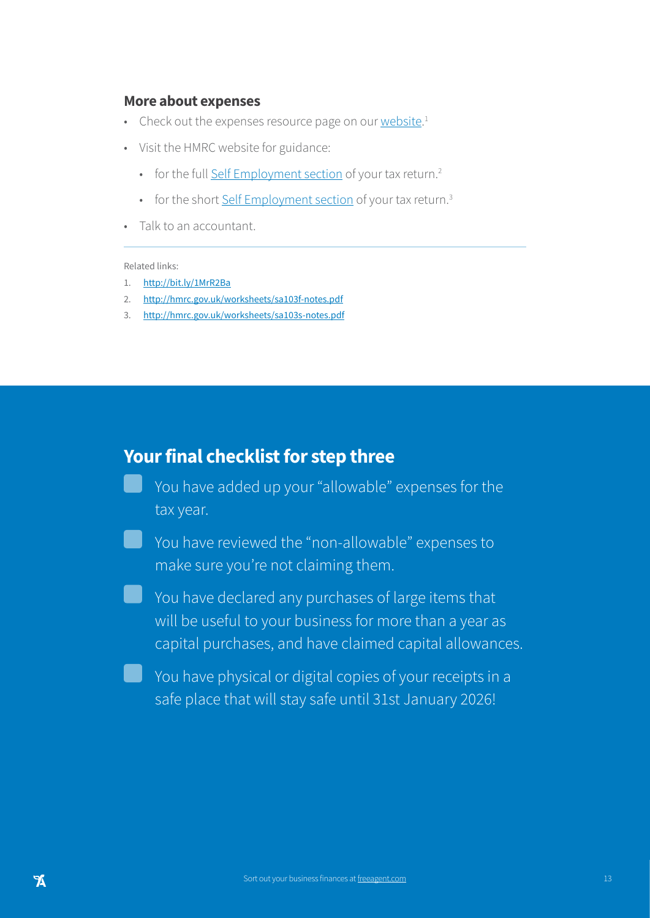### More about expenses

- Check out the expenses resource page on our website.[1]
- Visit the HMRC website for guidance:
  - for the full Self Employment section of your tax return.[2]
  - for the short Self Employment section of your tax return.[3]
- Talk to an accountant.

---

Related links:

1. http://bit.ly/1MrR2Ba
2. http://hmrc.gov.uk/worksheets/sa103f-notes.pdf
3. http://hmrc.gov.uk/worksheets/sa103s-notes.pdf

## Your final checklist for step three

- [ ] You have added up your "allowable" expenses for the tax year.
- [ ] You have reviewed the "non-allowable" expenses to make sure you're not claiming them.
- [ ] You have declared any purchases of large items that will be useful to your business for more than a year as capital purchases, and have claimed capital allowances.
- [ ] You have physical or digital copies of your receipts in a safe place that will stay safe until 31st January 2026!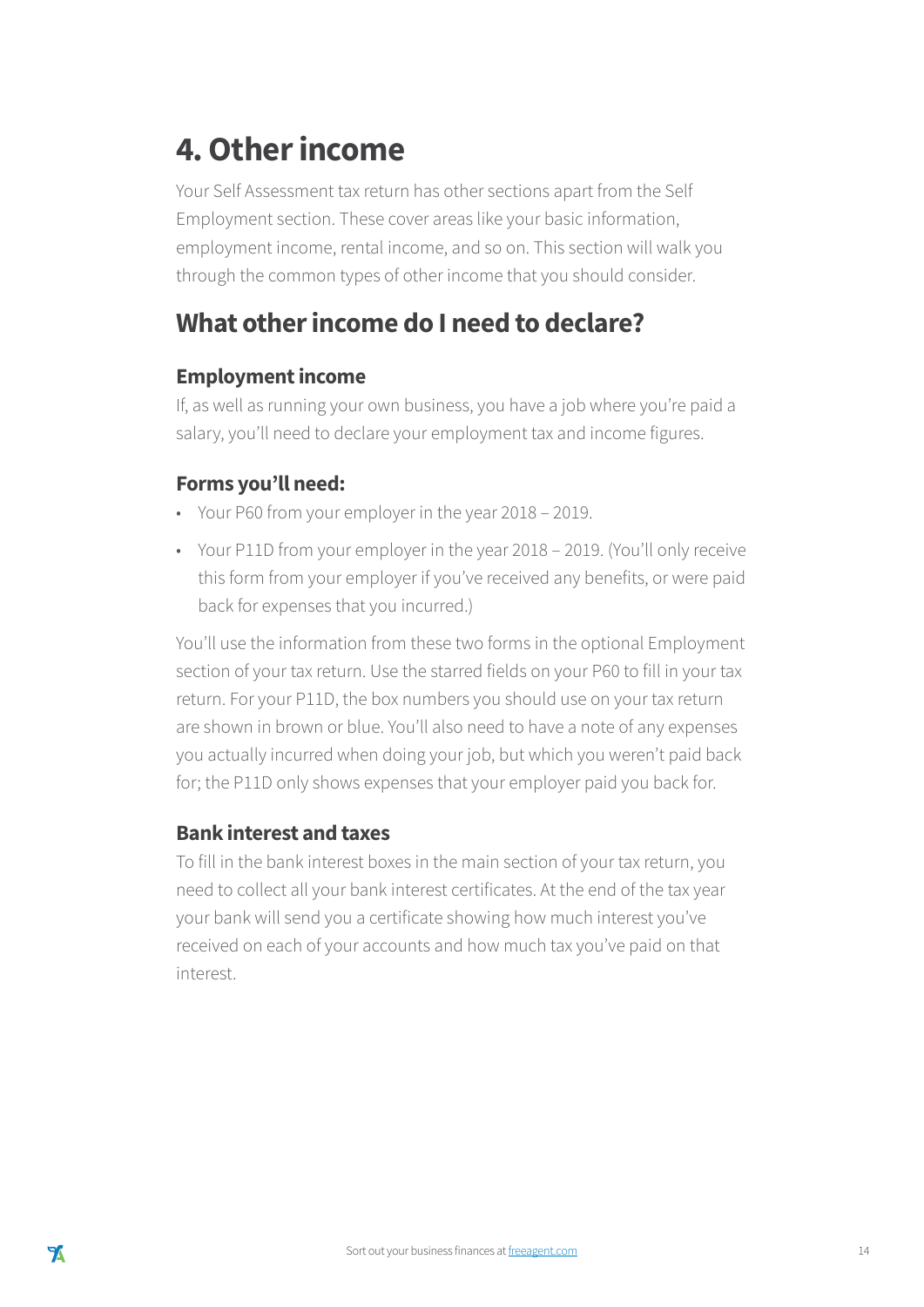# 4. Other income

Your Self Assessment tax return has other sections apart from the Self Employment section. These cover areas like your basic information, employment income, rental income, and so on. This section will walk you through the common types of other income that you should consider.

## What other income do I need to declare?

### Employment income

If, as well as running your own business, you have a job where you're paid a salary, you'll need to declare your employment tax and income figures.

### Forms you'll need:

- Your P60 from your employer in the year 2018 – 2019.
- Your P11D from your employer in the year 2018 – 2019. (You'll only receive this form from your employer if you've received any benefits, or were paid back for expenses that you incurred.)

You'll use the information from these two forms in the optional Employment section of your tax return. Use the starred fields on your P60 to fill in your tax return. For your P11D, the box numbers you should use on your tax return are shown in brown or blue. You'll also need to have a note of any expenses you actually incurred when doing your job, but which you weren't paid back for; the P11D only shows expenses that your employer paid you back for.

### Bank interest and taxes

To fill in the bank interest boxes in the main section of your tax return, you need to collect all your bank interest certificates. At the end of the tax year your bank will send you a certificate showing how much interest you've received on each of your accounts and how much tax you've paid on that interest.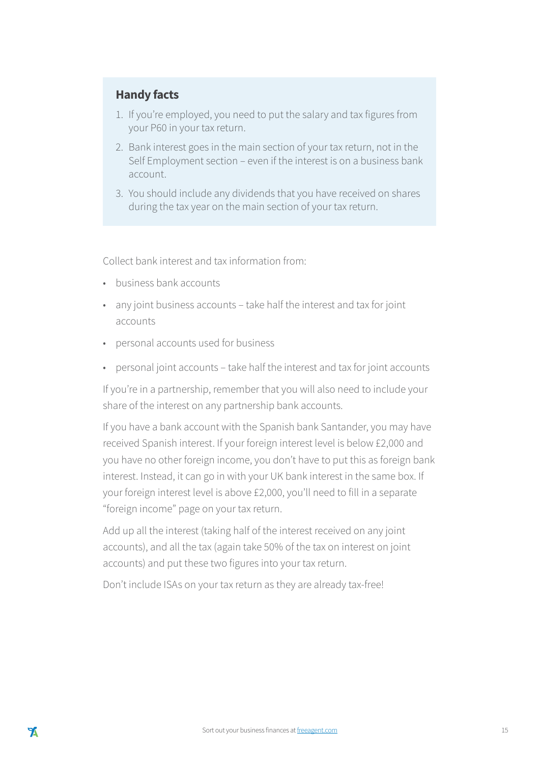### Handy facts

1. If you're employed, you need to put the salary and tax figures from your P60 in your tax return.
2. Bank interest goes in the main section of your tax return, not in the Self Employment section – even if the interest is on a business bank account.
3. You should include any dividends that you have received on shares during the tax year on the main section of your tax return.

Collect bank interest and tax information from:

- business bank accounts
- any joint business accounts – take half the interest and tax for joint accounts
- personal accounts used for business
- personal joint accounts – take half the interest and tax for joint accounts

If you're in a partnership, remember that you will also need to include your share of the interest on any partnership bank accounts.

If you have a bank account with the Spanish bank Santander, you may have received Spanish interest. If your foreign interest level is below £2,000 and you have no other foreign income, you don't have to put this as foreign bank interest. Instead, it can go in with your UK bank interest in the same box. If your foreign interest level is above £2,000, you'll need to fill in a separate "foreign income" page on your tax return.

Add up all the interest (taking half of the interest received on any joint accounts), and all the tax (again take 50% of the tax on interest on joint accounts) and put these two figures into your tax return.

Don't include ISAs on your tax return as they are already tax-free!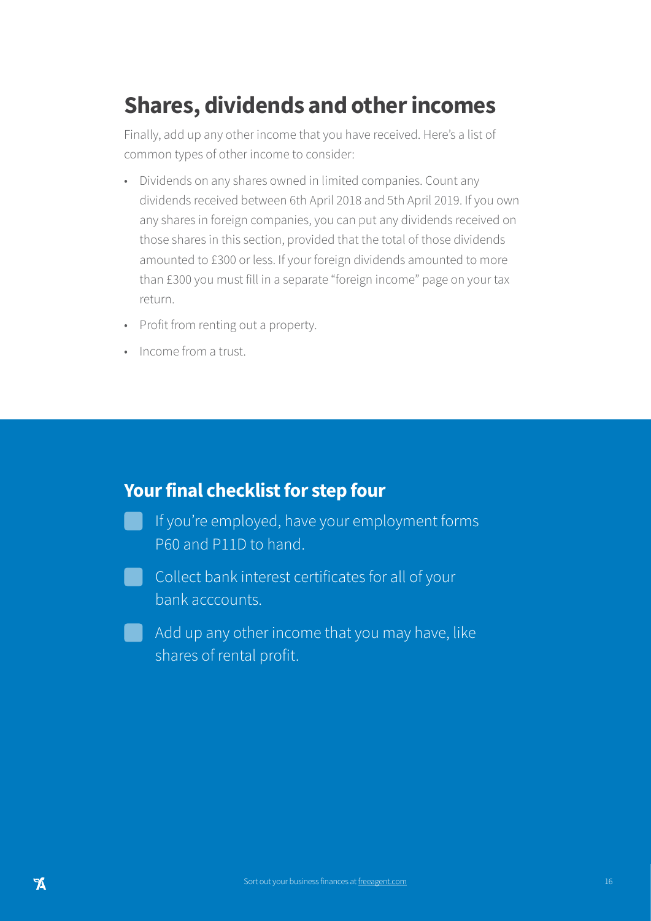# Shares, dividends and other incomes

Finally, add up any other income that you have received. Here's a list of common types of other income to consider:

- Dividends on any shares owned in limited companies. Count any dividends received between 6th April 2018 and 5th April 2019. If you own any shares in foreign companies, you can put any dividends received on those shares in this section, provided that the total of those dividends amounted to £300 or less. If your foreign dividends amounted to more than £300 you must fill in a separate "foreign income" page on your tax return.
- Profit from renting out a property.
- Income from a trust.

## Your final checklist for step four

- [ ] If you're employed, have your employment forms P60 and P11D to hand.
- [ ] Collect bank interest certificates for all of your bank acccounts.
- [ ] Add up any other income that you may have, like shares of rental profit.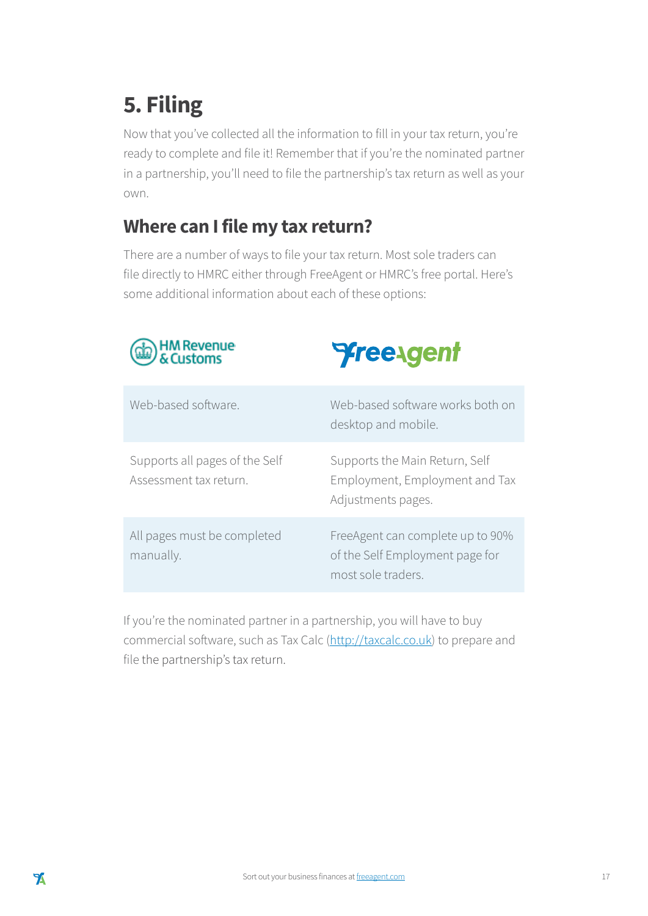# 5. Filing

Now that you've collected all the information to fill in your tax return, you're ready to complete and file it! Remember that if you're the nominated partner in a partnership, you'll need to file the partnership's tax return as well as your own.

## Where can I file my tax return?

There are a number of ways to file your tax return. Most sole traders can file directly to HMRC either through FreeAgent or HMRC's free portal. Here's some additional information about each of these options:

| HM Revenue & Customs | FreeAgent |
| --- | --- |
| Web-based software. | Web-based software works both on desktop and mobile. |
| Supports all pages of the Self Assessment tax return. | Supports the Main Return, Self Employment, Employment and Tax Adjustments pages. |
| All pages must be completed manually. | FreeAgent can complete up to 90% of the Self Employment page for most sole traders. |

If you're the nominated partner in a partnership, you will have to buy commercial software, such as Tax Calc (http://taxcalc.co.uk) to prepare and file the partnership's tax return.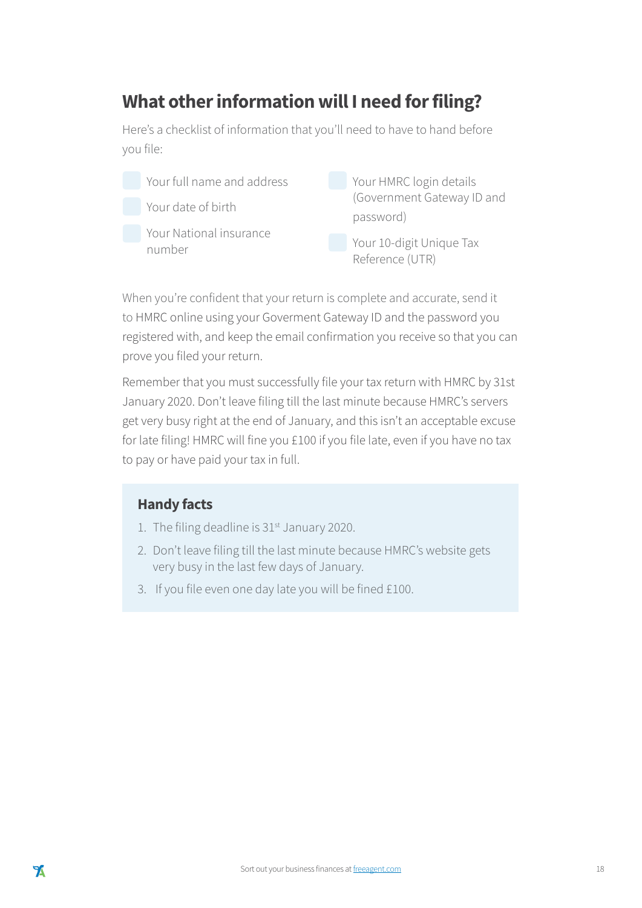## What other information will I need for filing?

Here's a checklist of information that you'll need to have to hand before you file:

- Your full name and address
- Your date of birth
- Your National insurance number
- Your HMRC login details (Government Gateway ID and password)
- Your 10-digit Unique Tax Reference (UTR)

When you're confident that your return is complete and accurate, send it to HMRC online using your Goverment Gateway ID and the password you registered with, and keep the email confirmation you receive so that you can prove you filed your return.

Remember that you must successfully file your tax return with HMRC by 31st January 2020. Don't leave filing till the last minute because HMRC's servers get very busy right at the end of January, and this isn't an acceptable excuse for late filing! HMRC will fine you £100 if you file late, even if you have no tax to pay or have paid your tax in full.

### Handy facts

1. The filing deadline is 31st January 2020.
2. Don't leave filing till the last minute because HMRC's website gets very busy in the last few days of January.
3. If you file even one day late you will be fined £100.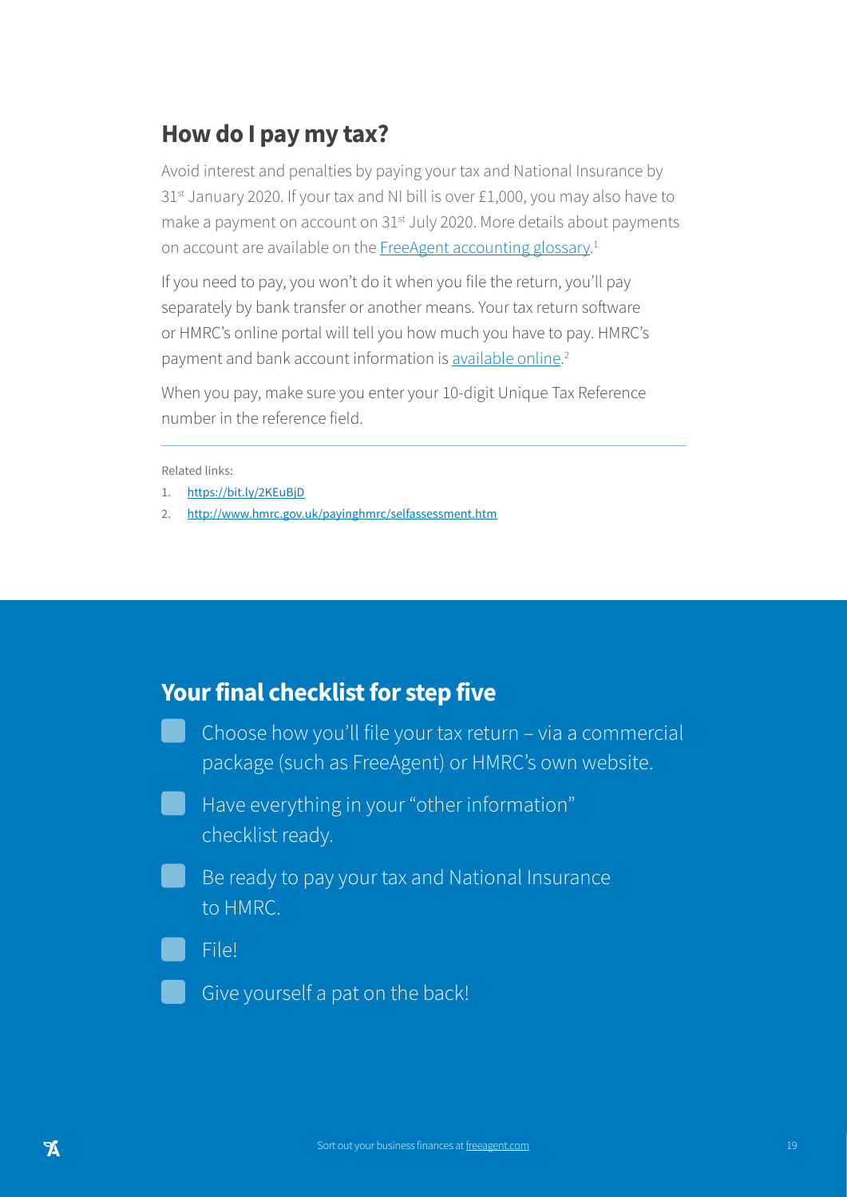## How do I pay my tax?

Avoid interest and penalties by paying your tax and National Insurance by 31st January 2020. If your tax and NI bill is over £1,000, you may also have to make a payment on account on 31st July 2020. More details about payments on account are available on the FreeAgent accounting glossary.[1]

If you need to pay, you won't do it when you file the return, you'll pay separately by bank transfer or another means. Your tax return software or HMRC's online portal will tell you how much you have to pay. HMRC's payment and bank account information is available online.[2]

When you pay, make sure you enter your 10-digit Unique Tax Reference number in the reference field.

Related links:

1. https://bit.ly/2KEuBjD
2. http://www.hmrc.gov.uk/payinghmrc/selfassessment.htm

## Your final checklist for step five

- [ ] Choose how you'll file your tax return – via a commercial package (such as FreeAgent) or HMRC's own website.
- [ ] Have everything in your "other information" checklist ready.
- [ ] Be ready to pay your tax and National Insurance to HMRC.
- [ ] File!
- [ ] Give yourself a pat on the back!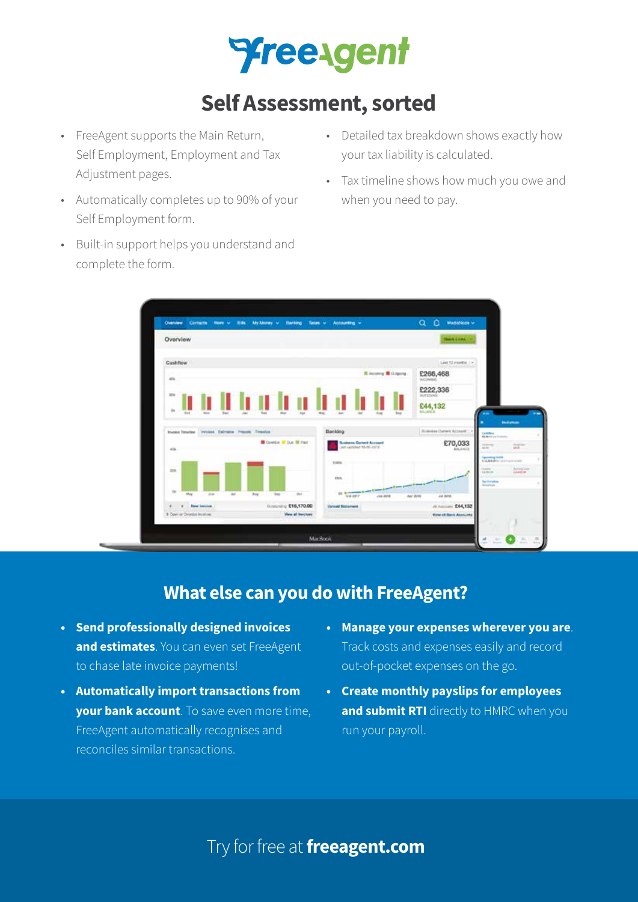# FreeAgent

## Self Assessment, sorted

- FreeAgent supports the Main Return, Self Employment, Employment and Tax Adjustment pages.
- Automatically completes up to 90% of your Self Employment form.
- Built-in support helps you understand and complete the form.
- Detailed tax breakdown shows exactly how your tax liability is calculated.
- Tax timeline shows how much you owe and when you need to pay.

## What else can you do with FreeAgent?

- **Send professionally designed invoices and estimates**. You can even set FreeAgent to chase late invoice payments!
- **Automatically import transactions from your bank account**. To save even more time, FreeAgent automatically recognises and reconciles similar transactions.
- **Manage your expenses wherever you are**. Track costs and expenses easily and record out-of-pocket expenses on the go.
- **Create monthly payslips for employees and submit RTI** directly to HMRC when you run your payroll.

Try for free at **freeagent.com**